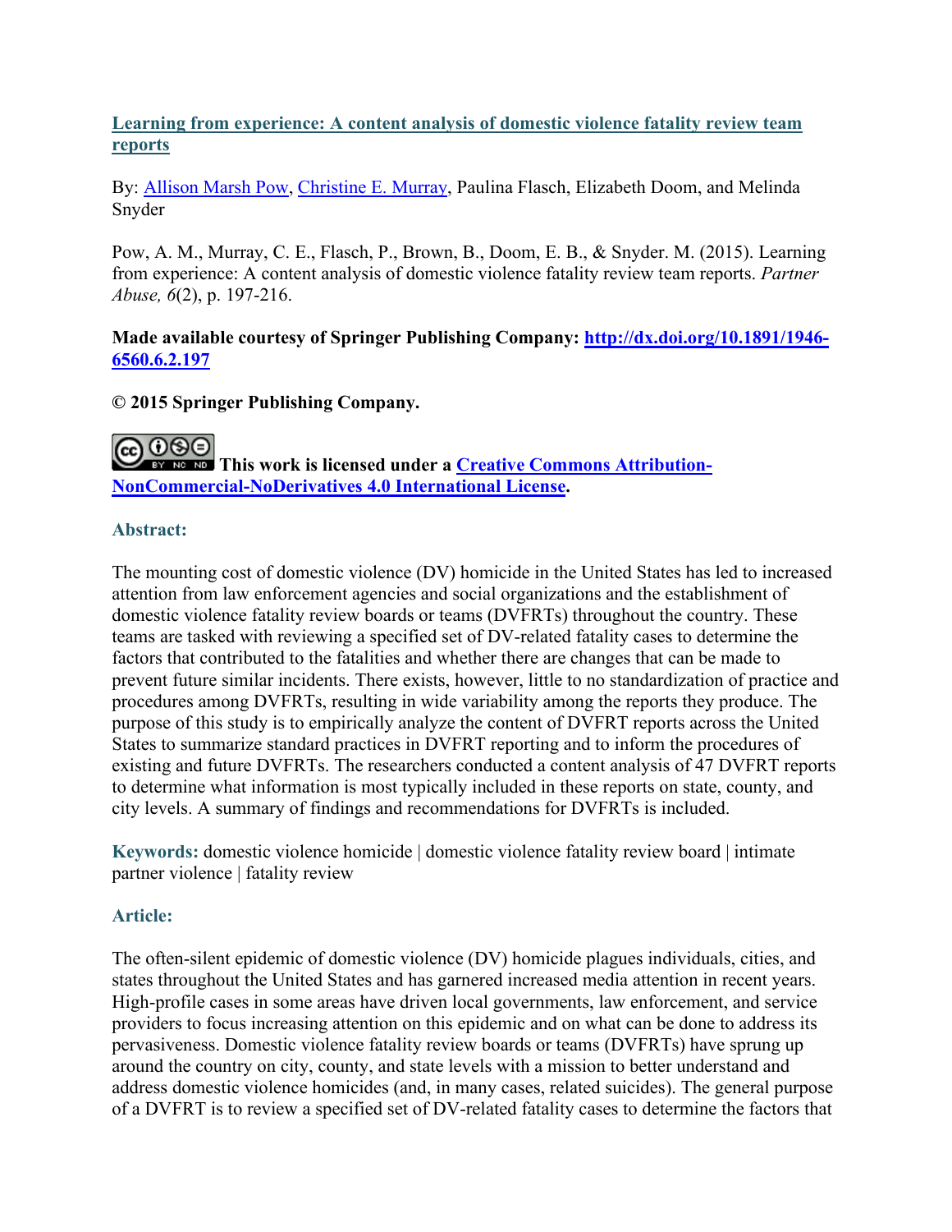**[Learning from experience: A content analysis of domestic violence fatality review team reports](#)**

By: Allison Marsh Pow, Christine E. Murray, Paulina Flasch, Elizabeth Doom, and Melinda Snyder

Pow, A. M., Murray, C. E., Flasch, P., Brown, B., Doom, E. B., & Snyder. M. (2015). Learning from experience: A content analysis of domestic violence fatality review team reports. *Partner Abuse, 6*(2), p. 197-216.

**Made available courtesy of Springer Publishing Company: [http://dx.doi.org/10.1891/1946-6560.6.2.197](http://dx.doi.org/10.1891/1946-6560.6.2.197)**

**© 2015 Springer Publishing Company.**

**This work is licensed under a [Creative Commons Attribution-NonCommercial-NoDerivatives 4.0 International License](#).**

**Abstract:**

The mounting cost of domestic violence (DV) homicide in the United States has led to increased attention from law enforcement agencies and social organizations and the establishment of domestic violence fatality review boards or teams (DVFRTs) throughout the country. These teams are tasked with reviewing a specified set of DV-related fatality cases to determine the factors that contributed to the fatalities and whether there are changes that can be made to prevent future similar incidents. There exists, however, little to no standardization of practice and procedures among DVFRTs, resulting in wide variability among the reports they produce. The purpose of this study is to empirically analyze the content of DVFRT reports across the United States to summarize standard practices in DVFRT reporting and to inform the procedures of existing and future DVFRTs. The researchers conducted a content analysis of 47 DVFRT reports to determine what information is most typically included in these reports on state, county, and city levels. A summary of findings and recommendations for DVFRTs is included.

**Keywords:** domestic violence homicide | domestic violence fatality review board | intimate partner violence | fatality review

**Article:**

The often-silent epidemic of domestic violence (DV) homicide plagues individuals, cities, and states throughout the United States and has garnered increased media attention in recent years. High-profile cases in some areas have driven local governments, law enforcement, and service providers to focus increasing attention on this epidemic and on what can be done to address its pervasiveness. Domestic violence fatality review boards or teams (DVFRTs) have sprung up around the country on city, county, and state levels with a mission to better understand and address domestic violence homicides (and, in many cases, related suicides). The general purpose of a DVFRT is to review a specified set of DV-related fatality cases to determine the factors that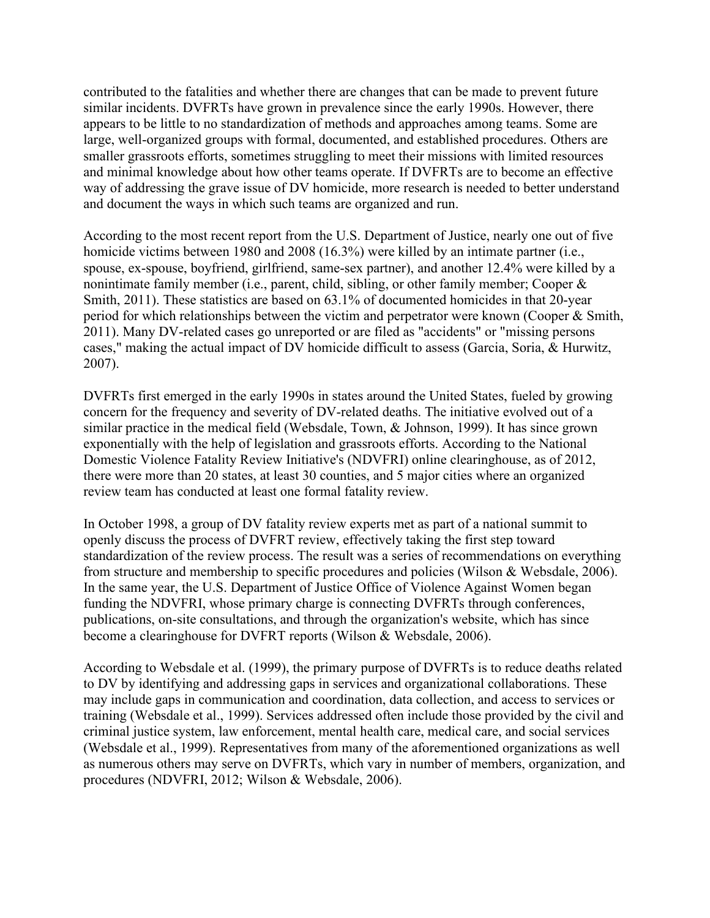contributed to the fatalities and whether there are changes that can be made to prevent future similar incidents. DVFRTs have grown in prevalence since the early 1990s. However, there appears to be little to no standardization of methods and approaches among teams. Some are large, well-organized groups with formal, documented, and established procedures. Others are smaller grassroots efforts, sometimes struggling to meet their missions with limited resources and minimal knowledge about how other teams operate. If DVFRTs are to become an effective way of addressing the grave issue of DV homicide, more research is needed to better understand and document the ways in which such teams are organized and run.

According to the most recent report from the U.S. Department of Justice, nearly one out of five homicide victims between 1980 and 2008 (16.3%) were killed by an intimate partner (i.e., spouse, ex-spouse, boyfriend, girlfriend, same-sex partner), and another 12.4% were killed by a nonintimate family member (i.e., parent, child, sibling, or other family member; Cooper & Smith, 2011). These statistics are based on 63.1% of documented homicides in that 20-year period for which relationships between the victim and perpetrator were known (Cooper & Smith, 2011). Many DV-related cases go unreported or are filed as "accidents" or "missing persons cases," making the actual impact of DV homicide difficult to assess (Garcia, Soria, & Hurwitz, 2007).

DVFRTs first emerged in the early 1990s in states around the United States, fueled by growing concern for the frequency and severity of DV-related deaths. The initiative evolved out of a similar practice in the medical field (Websdale, Town, & Johnson, 1999). It has since grown exponentially with the help of legislation and grassroots efforts. According to the National Domestic Violence Fatality Review Initiative's (NDVFRI) online clearinghouse, as of 2012, there were more than 20 states, at least 30 counties, and 5 major cities where an organized review team has conducted at least one formal fatality review.

In October 1998, a group of DV fatality review experts met as part of a national summit to openly discuss the process of DVFRT review, effectively taking the first step toward standardization of the review process. The result was a series of recommendations on everything from structure and membership to specific procedures and policies (Wilson & Websdale, 2006). In the same year, the U.S. Department of Justice Office of Violence Against Women began funding the NDVFRI, whose primary charge is connecting DVFRTs through conferences, publications, on-site consultations, and through the organization's website, which has since become a clearinghouse for DVFRT reports (Wilson & Websdale, 2006).

According to Websdale et al. (1999), the primary purpose of DVFRTs is to reduce deaths related to DV by identifying and addressing gaps in services and organizational collaborations. These may include gaps in communication and coordination, data collection, and access to services or training (Websdale et al., 1999). Services addressed often include those provided by the civil and criminal justice system, law enforcement, mental health care, medical care, and social services (Websdale et al., 1999). Representatives from many of the aforementioned organizations as well as numerous others may serve on DVFRTs, which vary in number of members, organization, and procedures (NDVFRI, 2012; Wilson & Websdale, 2006).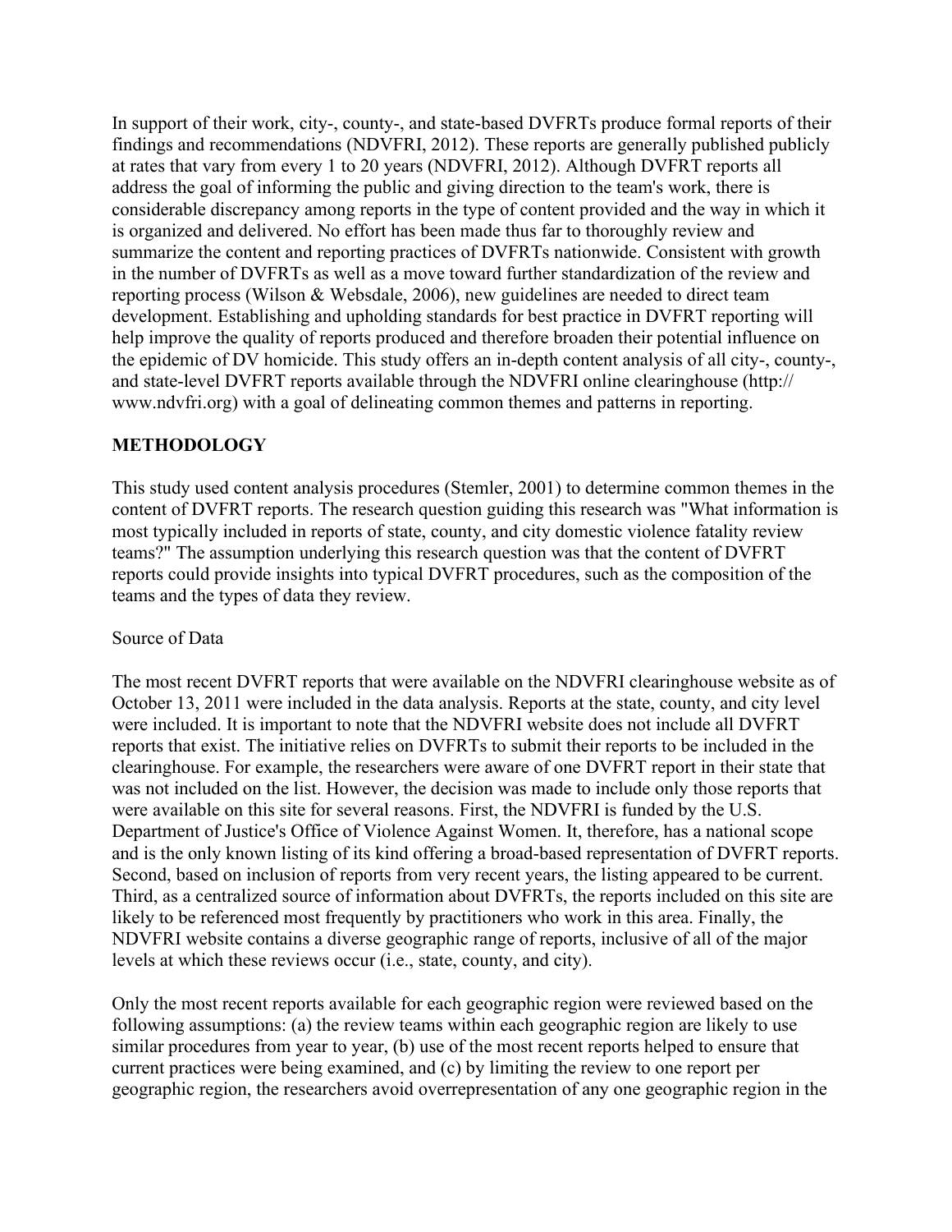In support of their work, city-, county-, and state-based DVFRTs produce formal reports of their findings and recommendations (NDVFRI, 2012). These reports are generally published publicly at rates that vary from every 1 to 20 years (NDVFRI, 2012). Although DVFRT reports all address the goal of informing the public and giving direction to the team's work, there is considerable discrepancy among reports in the type of content provided and the way in which it is organized and delivered. No effort has been made thus far to thoroughly review and summarize the content and reporting practices of DVFRTs nationwide. Consistent with growth in the number of DVFRTs as well as a move toward further standardization of the review and reporting process (Wilson & Websdale, 2006), new guidelines are needed to direct team development. Establishing and upholding standards for best practice in DVFRT reporting will help improve the quality of reports produced and therefore broaden their potential influence on the epidemic of DV homicide. This study offers an in-depth content analysis of all city-, county-, and state-level DVFRT reports available through the NDVFRI online clearinghouse (http://www.ndvfri.org) with a goal of delineating common themes and patterns in reporting.

## METHODOLOGY

This study used content analysis procedures (Stemler, 2001) to determine common themes in the content of DVFRT reports. The research question guiding this research was "What information is most typically included in reports of state, county, and city domestic violence fatality review teams?" The assumption underlying this research question was that the content of DVFRT reports could provide insights into typical DVFRT procedures, such as the composition of the teams and the types of data they review.

### Source of Data

The most recent DVFRT reports that were available on the NDVFRI clearinghouse website as of October 13, 2011 were included in the data analysis. Reports at the state, county, and city level were included. It is important to note that the NDVFRI website does not include all DVFRT reports that exist. The initiative relies on DVFRTs to submit their reports to be included in the clearinghouse. For example, the researchers were aware of one DVFRT report in their state that was not included on the list. However, the decision was made to include only those reports that were available on this site for several reasons. First, the NDVFRI is funded by the U.S. Department of Justice's Office of Violence Against Women. It, therefore, has a national scope and is the only known listing of its kind offering a broad-based representation of DVFRT reports. Second, based on inclusion of reports from very recent years, the listing appeared to be current. Third, as a centralized source of information about DVFRTs, the reports included on this site are likely to be referenced most frequently by practitioners who work in this area. Finally, the NDVFRI website contains a diverse geographic range of reports, inclusive of all of the major levels at which these reviews occur (i.e., state, county, and city).

Only the most recent reports available for each geographic region were reviewed based on the following assumptions: (a) the review teams within each geographic region are likely to use similar procedures from year to year, (b) use of the most recent reports helped to ensure that current practices were being examined, and (c) by limiting the review to one report per geographic region, the researchers avoid overrepresentation of any one geographic region in the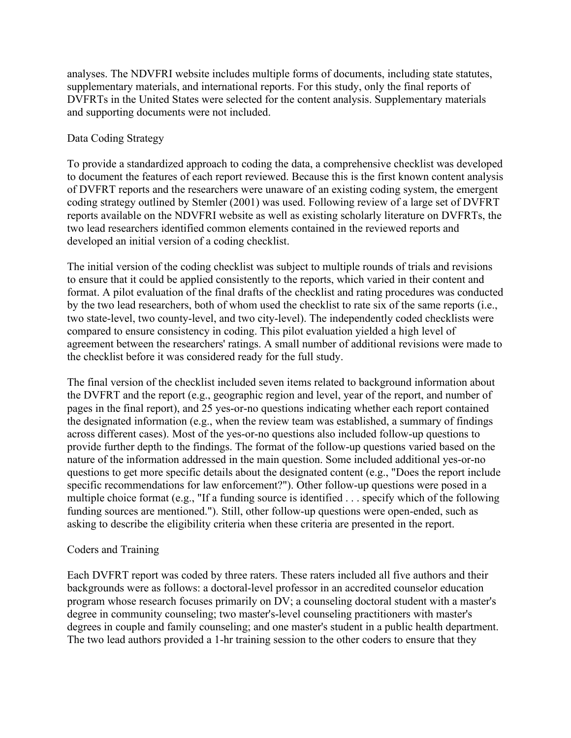analyses. The NDVFRI website includes multiple forms of documents, including state statutes, supplementary materials, and international reports. For this study, only the final reports of DVFRTs in the United States were selected for the content analysis. Supplementary materials and supporting documents were not included.

## Data Coding Strategy

To provide a standardized approach to coding the data, a comprehensive checklist was developed to document the features of each report reviewed. Because this is the first known content analysis of DVFRT reports and the researchers were unaware of an existing coding system, the emergent coding strategy outlined by Stemler (2001) was used. Following review of a large set of DVFRT reports available on the NDVFRI website as well as existing scholarly literature on DVFRTs, the two lead researchers identified common elements contained in the reviewed reports and developed an initial version of a coding checklist.

The initial version of the coding checklist was subject to multiple rounds of trials and revisions to ensure that it could be applied consistently to the reports, which varied in their content and format. A pilot evaluation of the final drafts of the checklist and rating procedures was conducted by the two lead researchers, both of whom used the checklist to rate six of the same reports (i.e., two state-level, two county-level, and two city-level). The independently coded checklists were compared to ensure consistency in coding. This pilot evaluation yielded a high level of agreement between the researchers' ratings. A small number of additional revisions were made to the checklist before it was considered ready for the full study.

The final version of the checklist included seven items related to background information about the DVFRT and the report (e.g., geographic region and level, year of the report, and number of pages in the final report), and 25 yes-or-no questions indicating whether each report contained the designated information (e.g., when the review team was established, a summary of findings across different cases). Most of the yes-or-no questions also included follow-up questions to provide further depth to the findings. The format of the follow-up questions varied based on the nature of the information addressed in the main question. Some included additional yes-or-no questions to get more specific details about the designated content (e.g., "Does the report include specific recommendations for law enforcement?"). Other follow-up questions were posed in a multiple choice format (e.g., "If a funding source is identified . . . specify which of the following funding sources are mentioned."). Still, other follow-up questions were open-ended, such as asking to describe the eligibility criteria when these criteria are presented in the report.

## Coders and Training

Each DVFRT report was coded by three raters. These raters included all five authors and their backgrounds were as follows: a doctoral-level professor in an accredited counselor education program whose research focuses primarily on DV; a counseling doctoral student with a master's degree in community counseling; two master's-level counseling practitioners with master's degrees in couple and family counseling; and one master's student in a public health department. The two lead authors provided a 1-hr training session to the other coders to ensure that they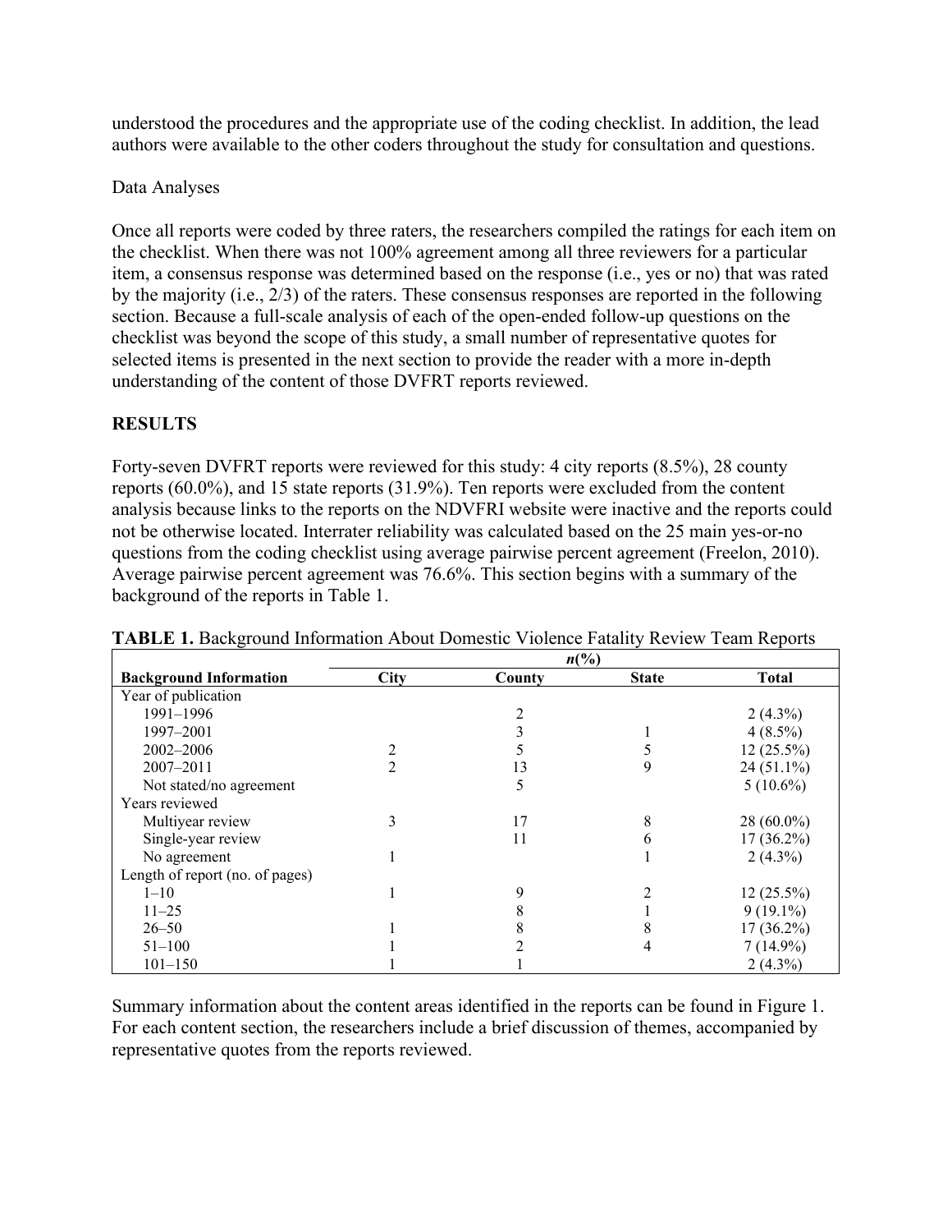understood the procedures and the appropriate use of the coding checklist. In addition, the lead authors were available to the other coders throughout the study for consultation and questions.

### Data Analyses

Once all reports were coded by three raters, the researchers compiled the ratings for each item on the checklist. When there was not 100% agreement among all three reviewers for a particular item, a consensus response was determined based on the response (i.e., yes or no) that was rated by the majority (i.e., 2/3) of the raters. These consensus responses are reported in the following section. Because a full-scale analysis of each of the open-ended follow-up questions on the checklist was beyond the scope of this study, a small number of representative quotes for selected items is presented in the next section to provide the reader with a more in-depth understanding of the content of those DVFRT reports reviewed.

## RESULTS

Forty-seven DVFRT reports were reviewed for this study: 4 city reports (8.5%), 28 county reports (60.0%), and 15 state reports (31.9%). Ten reports were excluded from the content analysis because links to the reports on the NDVFRI website were inactive and the reports could not be otherwise located. Interrater reliability was calculated based on the 25 main yes-or-no questions from the coding checklist using average pairwise percent agreement (Freelon, 2010). Average pairwise percent agreement was 76.6%. This section begins with a summary of the background of the reports in Table 1.

**TABLE 1.** Background Information About Domestic Violence Fatality Review Team Reports

| | *n*(%) | | | |
|---|---|---|---|---|
| **Background Information** | **City** | **County** | **State** | **Total** |
| Year of publication | | | | |
| 1991–1996 | | 2 | | 2 (4.3%) |
| 1997–2001 | | 3 | 1 | 4 (8.5%) |
| 2002–2006 | 2 | 5 | 5 | 12 (25.5%) |
| 2007–2011 | 2 | 13 | 9 | 24 (51.1%) |
| Not stated/no agreement | | 5 | | 5 (10.6%) |
| Years reviewed | | | | |
| Multiyear review | 3 | 17 | 8 | 28 (60.0%) |
| Single-year review | | 11 | 6 | 17 (36.2%) |
| No agreement | 1 | | 1 | 2 (4.3%) |
| Length of report (no. of pages) | | | | |
| 1–10 | 1 | 9 | 2 | 12 (25.5%) |
| 11–25 | | 8 | 1 | 9 (19.1%) |
| 26–50 | 1 | 8 | 8 | 17 (36.2%) |
| 51–100 | 1 | 2 | 4 | 7 (14.9%) |
| 101–150 | 1 | 1 | | 2 (4.3%) |

Summary information about the content areas identified in the reports can be found in Figure 1. For each content section, the researchers include a brief discussion of themes, accompanied by representative quotes from the reports reviewed.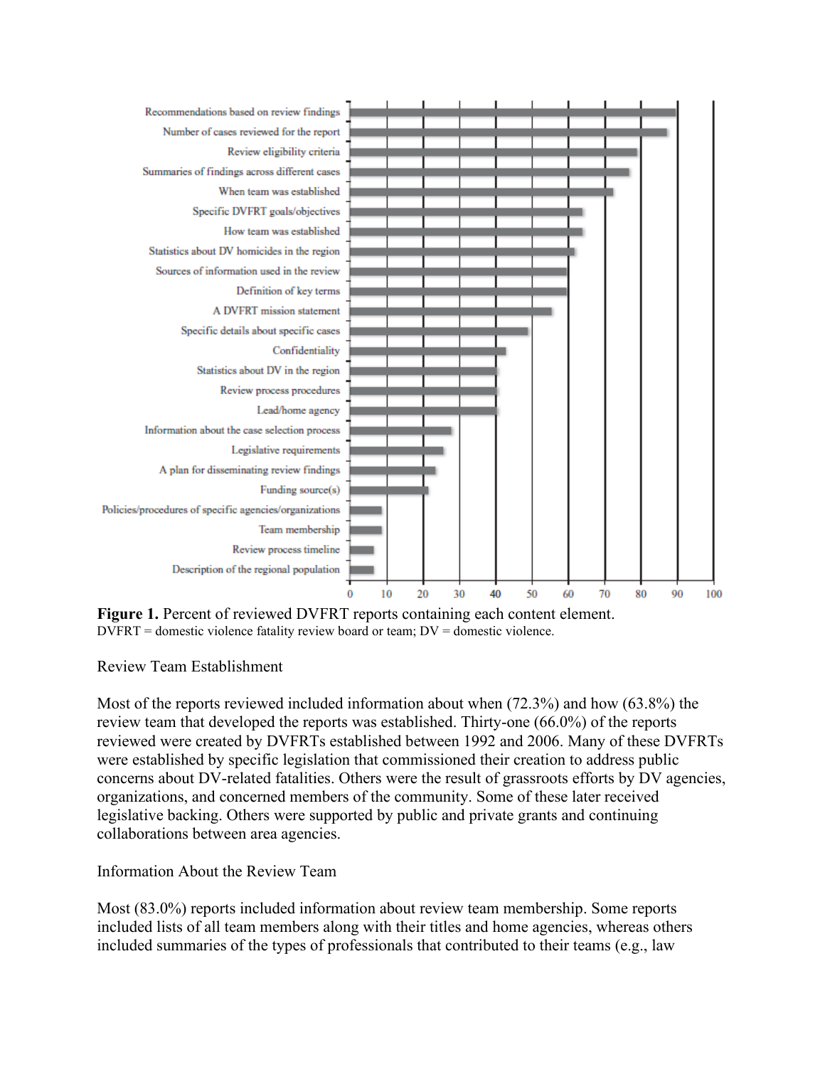Figure 1. Percent of reviewed DVFRT reports containing each content element.
DVFRT = domestic violence fatality review board or team; DV = domestic violence.

## Review Team Establishment

Most of the reports reviewed included information about when (72.3%) and how (63.8%) the review team that developed the reports was established. Thirty-one (66.0%) of the reports reviewed were created by DVFRTs established between 1992 and 2006. Many of these DVFRTs were established by specific legislation that commissioned their creation to address public concerns about DV-related fatalities. Others were the result of grassroots efforts by DV agencies, organizations, and concerned members of the community. Some of these later received legislative backing. Others were supported by public and private grants and continuing collaborations between area agencies.

## Information About the Review Team

Most (83.0%) reports included information about review team membership. Some reports included lists of all team members along with their titles and home agencies, whereas others included summaries of the types of professionals that contributed to their teams (e.g., law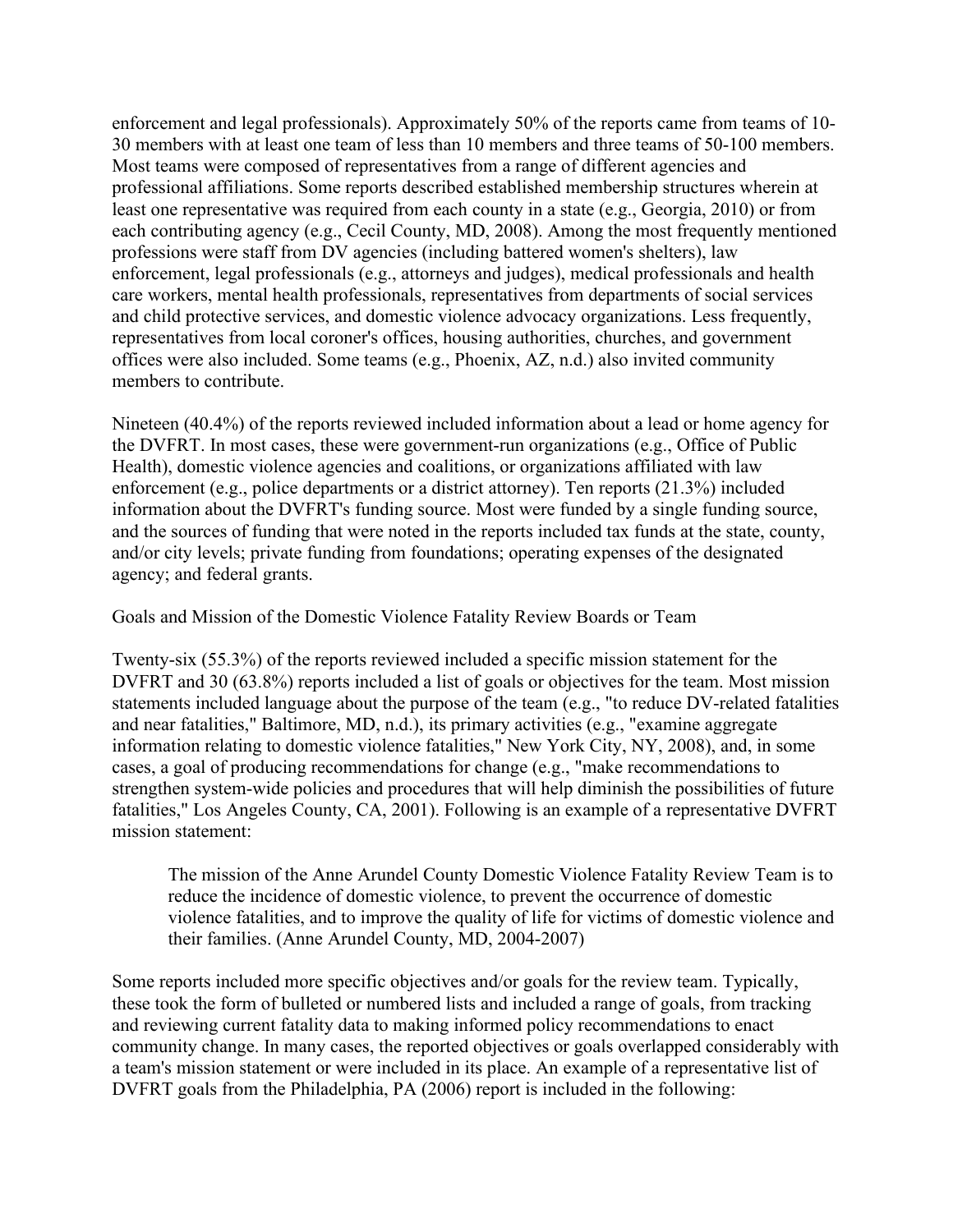enforcement and legal professionals). Approximately 50% of the reports came from teams of 10-30 members with at least one team of less than 10 members and three teams of 50-100 members. Most teams were composed of representatives from a range of different agencies and professional affiliations. Some reports described established membership structures wherein at least one representative was required from each county in a state (e.g., Georgia, 2010) or from each contributing agency (e.g., Cecil County, MD, 2008). Among the most frequently mentioned professions were staff from DV agencies (including battered women's shelters), law enforcement, legal professionals (e.g., attorneys and judges), medical professionals and health care workers, mental health professionals, representatives from departments of social services and child protective services, and domestic violence advocacy organizations. Less frequently, representatives from local coroner's offices, housing authorities, churches, and government offices were also included. Some teams (e.g., Phoenix, AZ, n.d.) also invited community members to contribute.

Nineteen (40.4%) of the reports reviewed included information about a lead or home agency for the DVFRT. In most cases, these were government-run organizations (e.g., Office of Public Health), domestic violence agencies and coalitions, or organizations affiliated with law enforcement (e.g., police departments or a district attorney). Ten reports (21.3%) included information about the DVFRT's funding source. Most were funded by a single funding source, and the sources of funding that were noted in the reports included tax funds at the state, county, and/or city levels; private funding from foundations; operating expenses of the designated agency; and federal grants.

## Goals and Mission of the Domestic Violence Fatality Review Boards or Team

Twenty-six (55.3%) of the reports reviewed included a specific mission statement for the DVFRT and 30 (63.8%) reports included a list of goals or objectives for the team. Most mission statements included language about the purpose of the team (e.g., "to reduce DV-related fatalities and near fatalities," Baltimore, MD, n.d.), its primary activities (e.g., "examine aggregate information relating to domestic violence fatalities," New York City, NY, 2008), and, in some cases, a goal of producing recommendations for change (e.g., "make recommendations to strengthen system-wide policies and procedures that will help diminish the possibilities of future fatalities," Los Angeles County, CA, 2001). Following is an example of a representative DVFRT mission statement:

> The mission of the Anne Arundel County Domestic Violence Fatality Review Team is to reduce the incidence of domestic violence, to prevent the occurrence of domestic violence fatalities, and to improve the quality of life for victims of domestic violence and their families. (Anne Arundel County, MD, 2004-2007)

Some reports included more specific objectives and/or goals for the review team. Typically, these took the form of bulleted or numbered lists and included a range of goals, from tracking and reviewing current fatality data to making informed policy recommendations to enact community change. In many cases, the reported objectives or goals overlapped considerably with a team's mission statement or were included in its place. An example of a representative list of DVFRT goals from the Philadelphia, PA (2006) report is included in the following: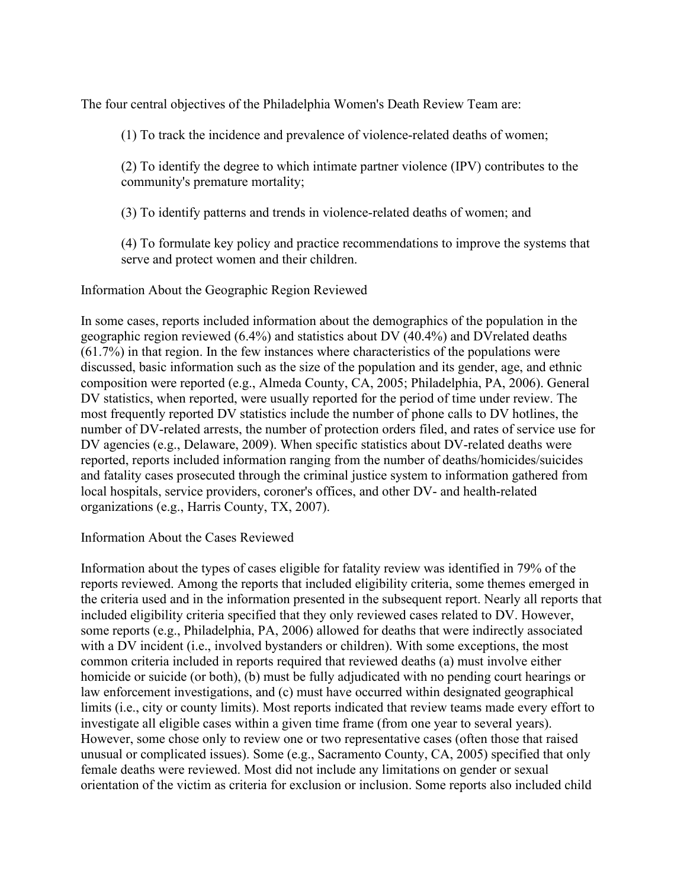The four central objectives of the Philadelphia Women's Death Review Team are:

> (1) To track the incidence and prevalence of violence-related deaths of women;
>
> (2) To identify the degree to which intimate partner violence (IPV) contributes to the community's premature mortality;
>
> (3) To identify patterns and trends in violence-related deaths of women; and
>
> (4) To formulate key policy and practice recommendations to improve the systems that serve and protect women and their children.

## Information About the Geographic Region Reviewed

In some cases, reports included information about the demographics of the population in the geographic region reviewed (6.4%) and statistics about DV (40.4%) and DVrelated deaths (61.7%) in that region. In the few instances where characteristics of the populations were discussed, basic information such as the size of the population and its gender, age, and ethnic composition were reported (e.g., Almeda County, CA, 2005; Philadelphia, PA, 2006). General DV statistics, when reported, were usually reported for the period of time under review. The most frequently reported DV statistics include the number of phone calls to DV hotlines, the number of DV-related arrests, the number of protection orders filed, and rates of service use for DV agencies (e.g., Delaware, 2009). When specific statistics about DV-related deaths were reported, reports included information ranging from the number of deaths/homicides/suicides and fatality cases prosecuted through the criminal justice system to information gathered from local hospitals, service providers, coroner's offices, and other DV- and health-related organizations (e.g., Harris County, TX, 2007).

## Information About the Cases Reviewed

Information about the types of cases eligible for fatality review was identified in 79% of the reports reviewed. Among the reports that included eligibility criteria, some themes emerged in the criteria used and in the information presented in the subsequent report. Nearly all reports that included eligibility criteria specified that they only reviewed cases related to DV. However, some reports (e.g., Philadelphia, PA, 2006) allowed for deaths that were indirectly associated with a DV incident (i.e., involved bystanders or children). With some exceptions, the most common criteria included in reports required that reviewed deaths (a) must involve either homicide or suicide (or both), (b) must be fully adjudicated with no pending court hearings or law enforcement investigations, and (c) must have occurred within designated geographical limits (i.e., city or county limits). Most reports indicated that review teams made every effort to investigate all eligible cases within a given time frame (from one year to several years). However, some chose only to review one or two representative cases (often those that raised unusual or complicated issues). Some (e.g., Sacramento County, CA, 2005) specified that only female deaths were reviewed. Most did not include any limitations on gender or sexual orientation of the victim as criteria for exclusion or inclusion. Some reports also included child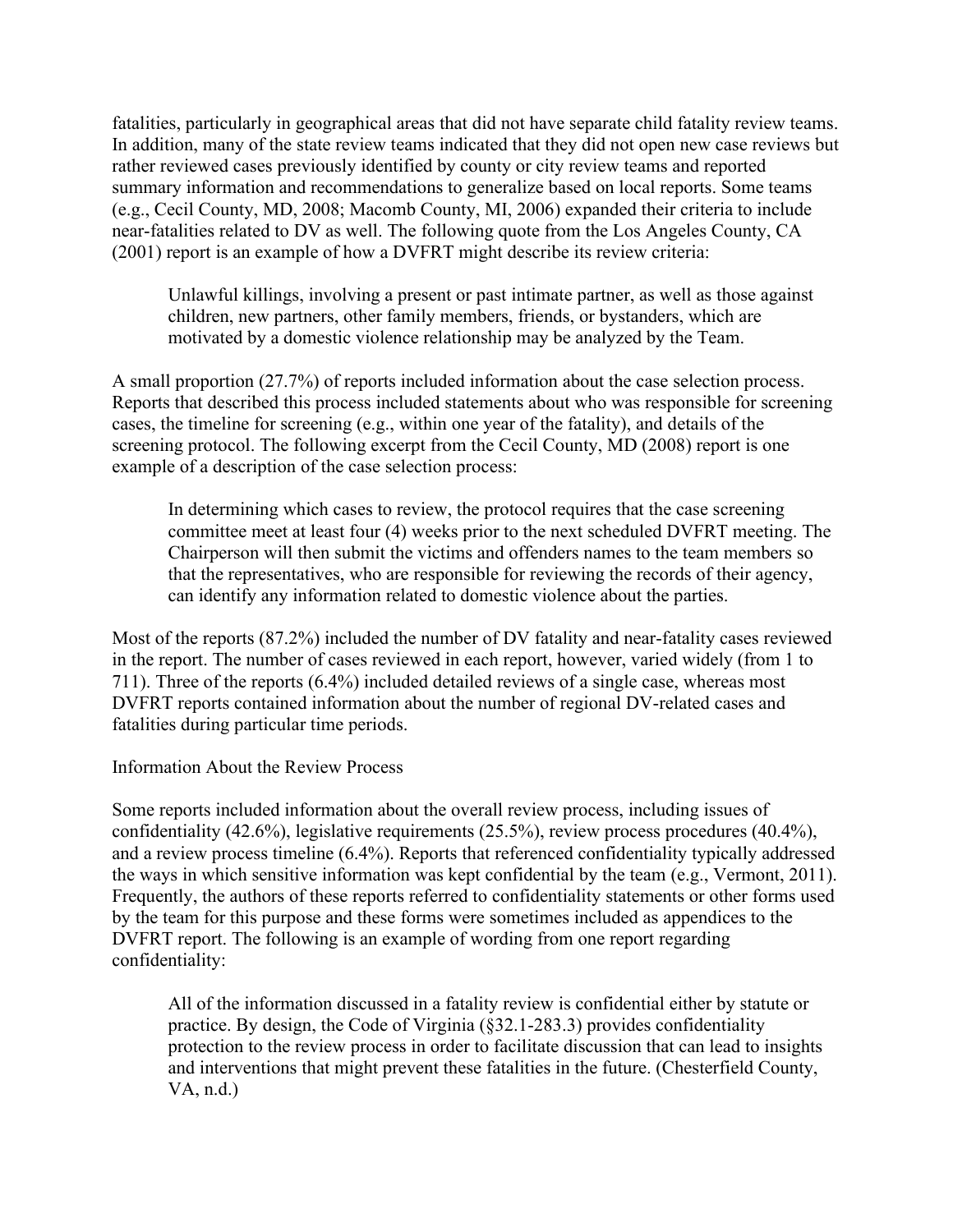fatalities, particularly in geographical areas that did not have separate child fatality review teams. In addition, many of the state review teams indicated that they did not open new case reviews but rather reviewed cases previously identified by county or city review teams and reported summary information and recommendations to generalize based on local reports. Some teams (e.g., Cecil County, MD, 2008; Macomb County, MI, 2006) expanded their criteria to include near-fatalities related to DV as well. The following quote from the Los Angeles County, CA (2001) report is an example of how a DVFRT might describe its review criteria:

> Unlawful killings, involving a present or past intimate partner, as well as those against children, new partners, other family members, friends, or bystanders, which are motivated by a domestic violence relationship may be analyzed by the Team.

A small proportion (27.7%) of reports included information about the case selection process. Reports that described this process included statements about who was responsible for screening cases, the timeline for screening (e.g., within one year of the fatality), and details of the screening protocol. The following excerpt from the Cecil County, MD (2008) report is one example of a description of the case selection process:

> In determining which cases to review, the protocol requires that the case screening committee meet at least four (4) weeks prior to the next scheduled DVFRT meeting. The Chairperson will then submit the victims and offenders names to the team members so that the representatives, who are responsible for reviewing the records of their agency, can identify any information related to domestic violence about the parties.

Most of the reports (87.2%) included the number of DV fatality and near-fatality cases reviewed in the report. The number of cases reviewed in each report, however, varied widely (from 1 to 711). Three of the reports (6.4%) included detailed reviews of a single case, whereas most DVFRT reports contained information about the number of regional DV-related cases and fatalities during particular time periods.

## Information About the Review Process

Some reports included information about the overall review process, including issues of confidentiality (42.6%), legislative requirements (25.5%), review process procedures (40.4%), and a review process timeline (6.4%). Reports that referenced confidentiality typically addressed the ways in which sensitive information was kept confidential by the team (e.g., Vermont, 2011). Frequently, the authors of these reports referred to confidentiality statements or other forms used by the team for this purpose and these forms were sometimes included as appendices to the DVFRT report. The following is an example of wording from one report regarding confidentiality:

> All of the information discussed in a fatality review is confidential either by statute or practice. By design, the Code of Virginia (§32.1-283.3) provides confidentiality protection to the review process in order to facilitate discussion that can lead to insights and interventions that might prevent these fatalities in the future. (Chesterfield County, VA, n.d.)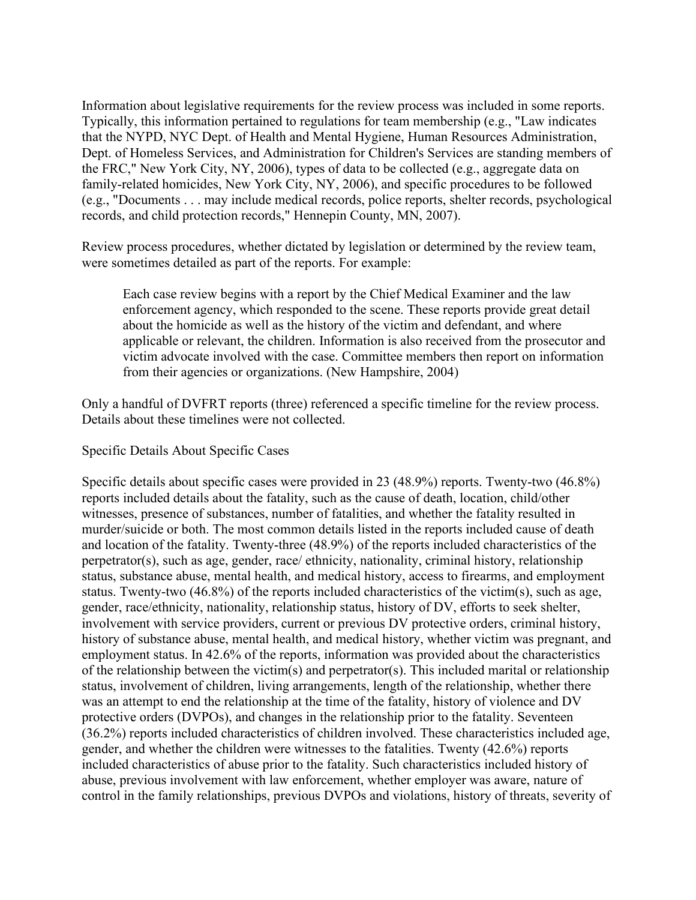Information about legislative requirements for the review process was included in some reports. Typically, this information pertained to regulations for team membership (e.g., "Law indicates that the NYPD, NYC Dept. of Health and Mental Hygiene, Human Resources Administration, Dept. of Homeless Services, and Administration for Children's Services are standing members of the FRC," New York City, NY, 2006), types of data to be collected (e.g., aggregate data on family-related homicides, New York City, NY, 2006), and specific procedures to be followed (e.g., "Documents . . . may include medical records, police reports, shelter records, psychological records, and child protection records," Hennepin County, MN, 2007).

Review process procedures, whether dictated by legislation or determined by the review team, were sometimes detailed as part of the reports. For example:

> Each case review begins with a report by the Chief Medical Examiner and the law enforcement agency, which responded to the scene. These reports provide great detail about the homicide as well as the history of the victim and defendant, and where applicable or relevant, the children. Information is also received from the prosecutor and victim advocate involved with the case. Committee members then report on information from their agencies or organizations. (New Hampshire, 2004)

Only a handful of DVFRT reports (three) referenced a specific timeline for the review process. Details about these timelines were not collected.

### Specific Details About Specific Cases

Specific details about specific cases were provided in 23 (48.9%) reports. Twenty-two (46.8%) reports included details about the fatality, such as the cause of death, location, child/other witnesses, presence of substances, number of fatalities, and whether the fatality resulted in murder/suicide or both. The most common details listed in the reports included cause of death and location of the fatality. Twenty-three (48.9%) of the reports included characteristics of the perpetrator(s), such as age, gender, race/ ethnicity, nationality, criminal history, relationship status, substance abuse, mental health, and medical history, access to firearms, and employment status. Twenty-two (46.8%) of the reports included characteristics of the victim(s), such as age, gender, race/ethnicity, nationality, relationship status, history of DV, efforts to seek shelter, involvement with service providers, current or previous DV protective orders, criminal history, history of substance abuse, mental health, and medical history, whether victim was pregnant, and employment status. In 42.6% of the reports, information was provided about the characteristics of the relationship between the victim(s) and perpetrator(s). This included marital or relationship status, involvement of children, living arrangements, length of the relationship, whether there was an attempt to end the relationship at the time of the fatality, history of violence and DV protective orders (DVPOs), and changes in the relationship prior to the fatality. Seventeen (36.2%) reports included characteristics of children involved. These characteristics included age, gender, and whether the children were witnesses to the fatalities. Twenty (42.6%) reports included characteristics of abuse prior to the fatality. Such characteristics included history of abuse, previous involvement with law enforcement, whether employer was aware, nature of control in the family relationships, previous DVPOs and violations, history of threats, severity of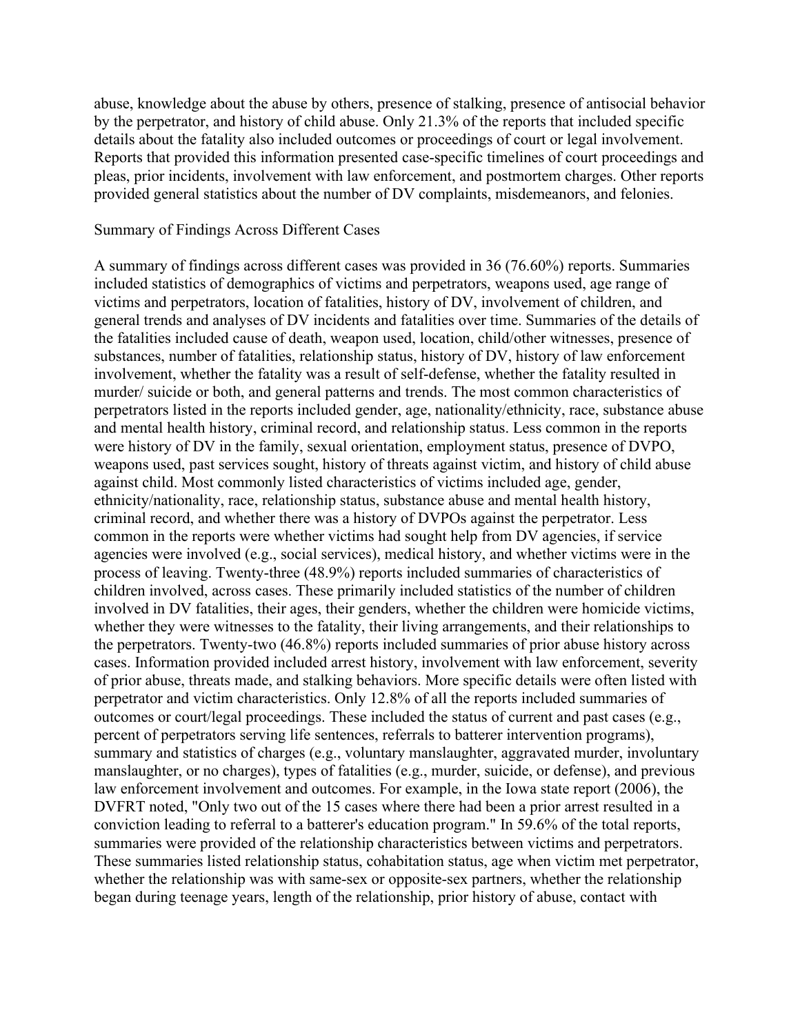abuse, knowledge about the abuse by others, presence of stalking, presence of antisocial behavior by the perpetrator, and history of child abuse. Only 21.3% of the reports that included specific details about the fatality also included outcomes or proceedings of court or legal involvement. Reports that provided this information presented case-specific timelines of court proceedings and pleas, prior incidents, involvement with law enforcement, and postmortem charges. Other reports provided general statistics about the number of DV complaints, misdemeanors, and felonies.

## Summary of Findings Across Different Cases

A summary of findings across different cases was provided in 36 (76.60%) reports. Summaries included statistics of demographics of victims and perpetrators, weapons used, age range of victims and perpetrators, location of fatalities, history of DV, involvement of children, and general trends and analyses of DV incidents and fatalities over time. Summaries of the details of the fatalities included cause of death, weapon used, location, child/other witnesses, presence of substances, number of fatalities, relationship status, history of DV, history of law enforcement involvement, whether the fatality was a result of self-defense, whether the fatality resulted in murder/ suicide or both, and general patterns and trends. The most common characteristics of perpetrators listed in the reports included gender, age, nationality/ethnicity, race, substance abuse and mental health history, criminal record, and relationship status. Less common in the reports were history of DV in the family, sexual orientation, employment status, presence of DVPO, weapons used, past services sought, history of threats against victim, and history of child abuse against child. Most commonly listed characteristics of victims included age, gender, ethnicity/nationality, race, relationship status, substance abuse and mental health history, criminal record, and whether there was a history of DVPOs against the perpetrator. Less common in the reports were whether victims had sought help from DV agencies, if service agencies were involved (e.g., social services), medical history, and whether victims were in the process of leaving. Twenty-three (48.9%) reports included summaries of characteristics of children involved, across cases. These primarily included statistics of the number of children involved in DV fatalities, their ages, their genders, whether the children were homicide victims, whether they were witnesses to the fatality, their living arrangements, and their relationships to the perpetrators. Twenty-two (46.8%) reports included summaries of prior abuse history across cases. Information provided included arrest history, involvement with law enforcement, severity of prior abuse, threats made, and stalking behaviors. More specific details were often listed with perpetrator and victim characteristics. Only 12.8% of all the reports included summaries of outcomes or court/legal proceedings. These included the status of current and past cases (e.g., percent of perpetrators serving life sentences, referrals to batterer intervention programs), summary and statistics of charges (e.g., voluntary manslaughter, aggravated murder, involuntary manslaughter, or no charges), types of fatalities (e.g., murder, suicide, or defense), and previous law enforcement involvement and outcomes. For example, in the Iowa state report (2006), the DVFRT noted, "Only two out of the 15 cases where there had been a prior arrest resulted in a conviction leading to referral to a batterer's education program." In 59.6% of the total reports, summaries were provided of the relationship characteristics between victims and perpetrators. These summaries listed relationship status, cohabitation status, age when victim met perpetrator, whether the relationship was with same-sex or opposite-sex partners, whether the relationship began during teenage years, length of the relationship, prior history of abuse, contact with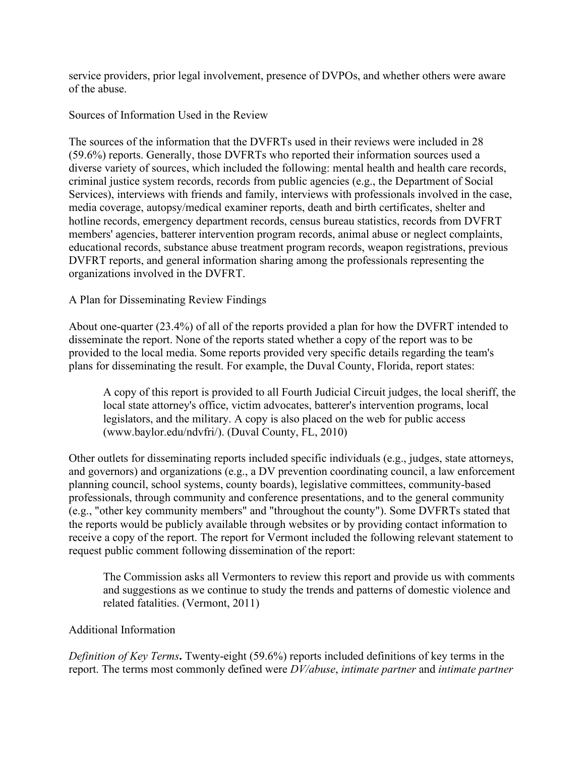service providers, prior legal involvement, presence of DVPOs, and whether others were aware of the abuse.

## Sources of Information Used in the Review

The sources of the information that the DVFRTs used in their reviews were included in 28 (59.6%) reports. Generally, those DVFRTs who reported their information sources used a diverse variety of sources, which included the following: mental health and health care records, criminal justice system records, records from public agencies (e.g., the Department of Social Services), interviews with friends and family, interviews with professionals involved in the case, media coverage, autopsy/medical examiner reports, death and birth certificates, shelter and hotline records, emergency department records, census bureau statistics, records from DVFRT members' agencies, batterer intervention program records, animal abuse or neglect complaints, educational records, substance abuse treatment program records, weapon registrations, previous DVFRT reports, and general information sharing among the professionals representing the organizations involved in the DVFRT.

## A Plan for Disseminating Review Findings

About one-quarter (23.4%) of all of the reports provided a plan for how the DVFRT intended to disseminate the report. None of the reports stated whether a copy of the report was to be provided to the local media. Some reports provided very specific details regarding the team's plans for disseminating the result. For example, the Duval County, Florida, report states:

> A copy of this report is provided to all Fourth Judicial Circuit judges, the local sheriff, the local state attorney's office, victim advocates, batterer's intervention programs, local legislators, and the military. A copy is also placed on the web for public access (www.baylor.edu/ndvfri/). (Duval County, FL, 2010)

Other outlets for disseminating reports included specific individuals (e.g., judges, state attorneys, and governors) and organizations (e.g., a DV prevention coordinating council, a law enforcement planning council, school systems, county boards), legislative committees, community-based professionals, through community and conference presentations, and to the general community (e.g., "other key community members" and "throughout the county"). Some DVFRTs stated that the reports would be publicly available through websites or by providing contact information to receive a copy of the report. The report for Vermont included the following relevant statement to request public comment following dissemination of the report:

> The Commission asks all Vermonters to review this report and provide us with comments and suggestions as we continue to study the trends and patterns of domestic violence and related fatalities. (Vermont, 2011)

## Additional Information

***Definition of Key Terms*****.** Twenty-eight (59.6%) reports included definitions of key terms in the report. The terms most commonly defined were *DV/abuse*, *intimate partner* and *intimate partner*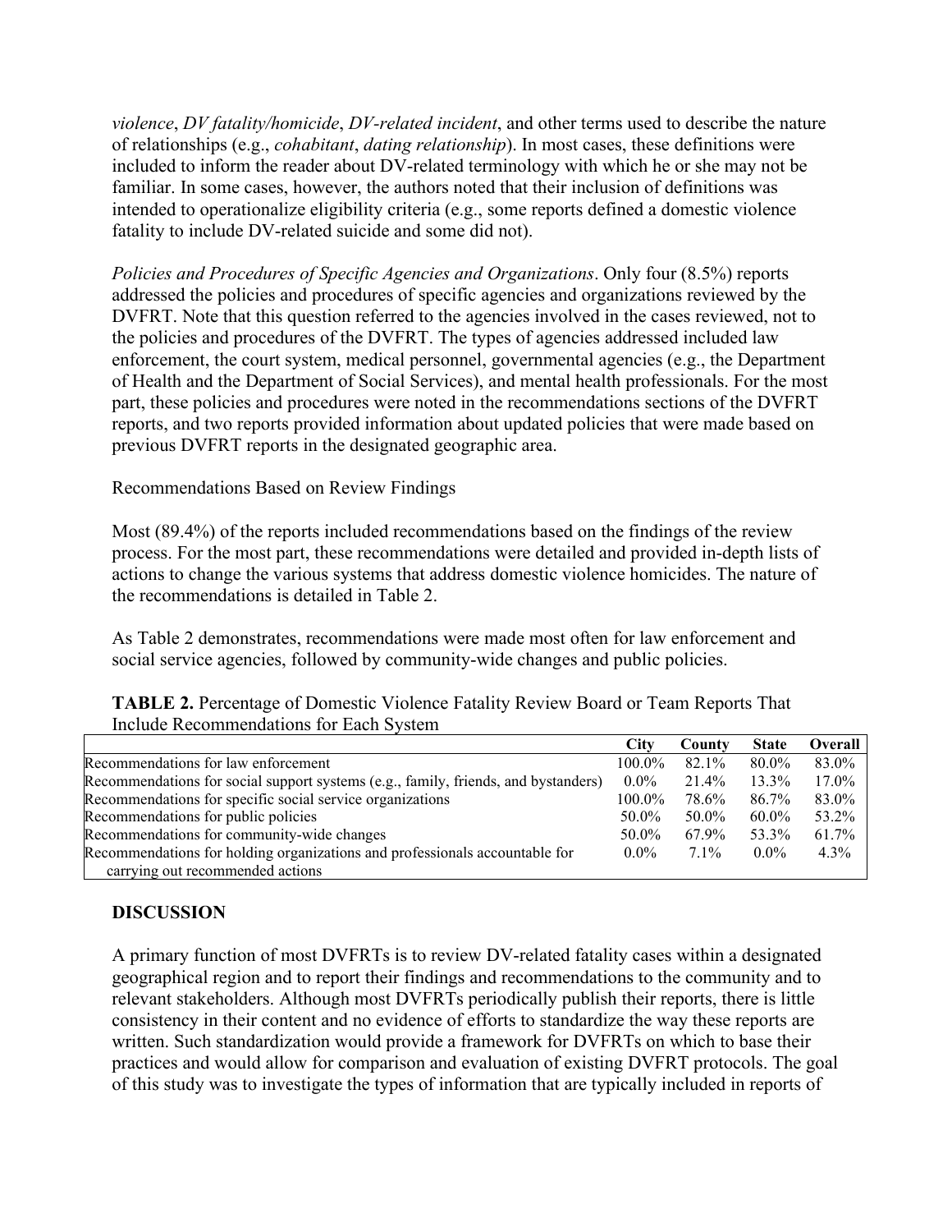*violence*, *DV fatality/homicide*, *DV-related incident*, and other terms used to describe the nature of relationships (e.g., *cohabitant*, *dating relationship*). In most cases, these definitions were included to inform the reader about DV-related terminology with which he or she may not be familiar. In some cases, however, the authors noted that their inclusion of definitions was intended to operationalize eligibility criteria (e.g., some reports defined a domestic violence fatality to include DV-related suicide and some did not).

*Policies and Procedures of Specific Agencies and Organizations*. Only four (8.5%) reports addressed the policies and procedures of specific agencies and organizations reviewed by the DVFRT. Note that this question referred to the agencies involved in the cases reviewed, not to the policies and procedures of the DVFRT. The types of agencies addressed included law enforcement, the court system, medical personnel, governmental agencies (e.g., the Department of Health and the Department of Social Services), and mental health professionals. For the most part, these policies and procedures were noted in the recommendations sections of the DVFRT reports, and two reports provided information about updated policies that were made based on previous DVFRT reports in the designated geographic area.

Recommendations Based on Review Findings

Most (89.4%) of the reports included recommendations based on the findings of the review process. For the most part, these recommendations were detailed and provided in-depth lists of actions to change the various systems that address domestic violence homicides. The nature of the recommendations is detailed in Table 2.

As Table 2 demonstrates, recommendations were made most often for law enforcement and social service agencies, followed by community-wide changes and public policies.

**TABLE 2.** Percentage of Domestic Violence Fatality Review Board or Team Reports That Include Recommendations for Each System

| | City | County | State | Overall |
|---|---|---|---|---|
| Recommendations for law enforcement | 100.0% | 82.1% | 80.0% | 83.0% |
| Recommendations for social support systems (e.g., family, friends, and bystanders) | 0.0% | 21.4% | 13.3% | 17.0% |
| Recommendations for specific social service organizations | 100.0% | 78.6% | 86.7% | 83.0% |
| Recommendations for public policies | 50.0% | 50.0% | 60.0% | 53.2% |
| Recommendations for community-wide changes | 50.0% | 67.9% | 53.3% | 61.7% |
| Recommendations for holding organizations and professionals accountable for carrying out recommended actions | 0.0% | 7.1% | 0.0% | 4.3% |

## DISCUSSION

A primary function of most DVFRTs is to review DV-related fatality cases within a designated geographical region and to report their findings and recommendations to the community and to relevant stakeholders. Although most DVFRTs periodically publish their reports, there is little consistency in their content and no evidence of efforts to standardize the way these reports are written. Such standardization would provide a framework for DVFRTs on which to base their practices and would allow for comparison and evaluation of existing DVFRT protocols. The goal of this study was to investigate the types of information that are typically included in reports of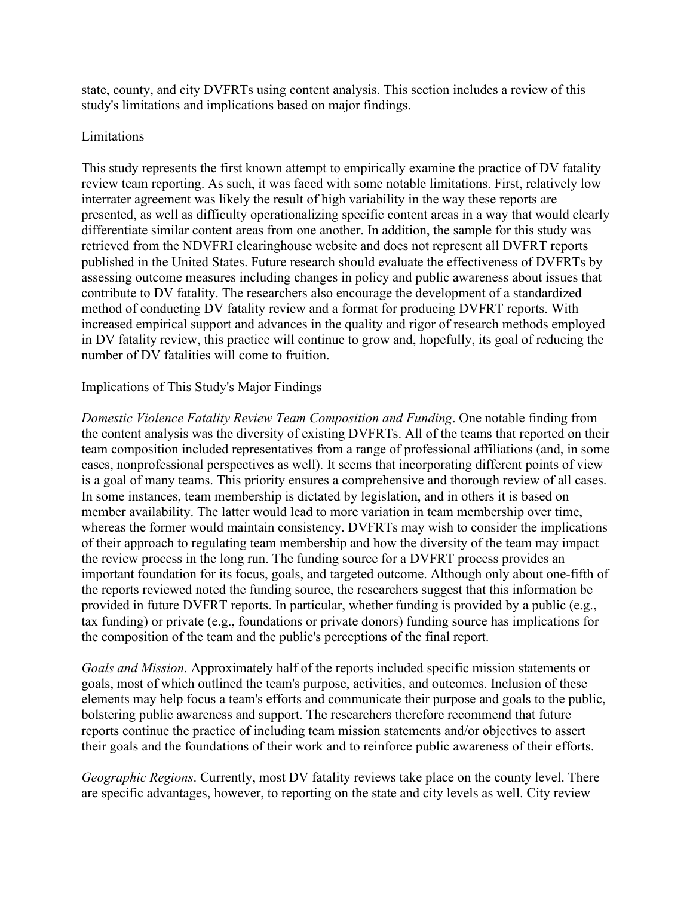state, county, and city DVFRTs using content analysis. This section includes a review of this study's limitations and implications based on major findings.

## Limitations

This study represents the first known attempt to empirically examine the practice of DV fatality review team reporting. As such, it was faced with some notable limitations. First, relatively low interrater agreement was likely the result of high variability in the way these reports are presented, as well as difficulty operationalizing specific content areas in a way that would clearly differentiate similar content areas from one another. In addition, the sample for this study was retrieved from the NDVFRI clearinghouse website and does not represent all DVFRT reports published in the United States. Future research should evaluate the effectiveness of DVFRTs by assessing outcome measures including changes in policy and public awareness about issues that contribute to DV fatality. The researchers also encourage the development of a standardized method of conducting DV fatality review and a format for producing DVFRT reports. With increased empirical support and advances in the quality and rigor of research methods employed in DV fatality review, this practice will continue to grow and, hopefully, its goal of reducing the number of DV fatalities will come to fruition.

## Implications of This Study's Major Findings

*Domestic Violence Fatality Review Team Composition and Funding*. One notable finding from the content analysis was the diversity of existing DVFRTs. All of the teams that reported on their team composition included representatives from a range of professional affiliations (and, in some cases, nonprofessional perspectives as well). It seems that incorporating different points of view is a goal of many teams. This priority ensures a comprehensive and thorough review of all cases. In some instances, team membership is dictated by legislation, and in others it is based on member availability. The latter would lead to more variation in team membership over time, whereas the former would maintain consistency. DVFRTs may wish to consider the implications of their approach to regulating team membership and how the diversity of the team may impact the review process in the long run. The funding source for a DVFRT process provides an important foundation for its focus, goals, and targeted outcome. Although only about one-fifth of the reports reviewed noted the funding source, the researchers suggest that this information be provided in future DVFRT reports. In particular, whether funding is provided by a public (e.g., tax funding) or private (e.g., foundations or private donors) funding source has implications for the composition of the team and the public's perceptions of the final report.

*Goals and Mission*. Approximately half of the reports included specific mission statements or goals, most of which outlined the team's purpose, activities, and outcomes. Inclusion of these elements may help focus a team's efforts and communicate their purpose and goals to the public, bolstering public awareness and support. The researchers therefore recommend that future reports continue the practice of including team mission statements and/or objectives to assert their goals and the foundations of their work and to reinforce public awareness of their efforts.

*Geographic Regions*. Currently, most DV fatality reviews take place on the county level. There are specific advantages, however, to reporting on the state and city levels as well. City review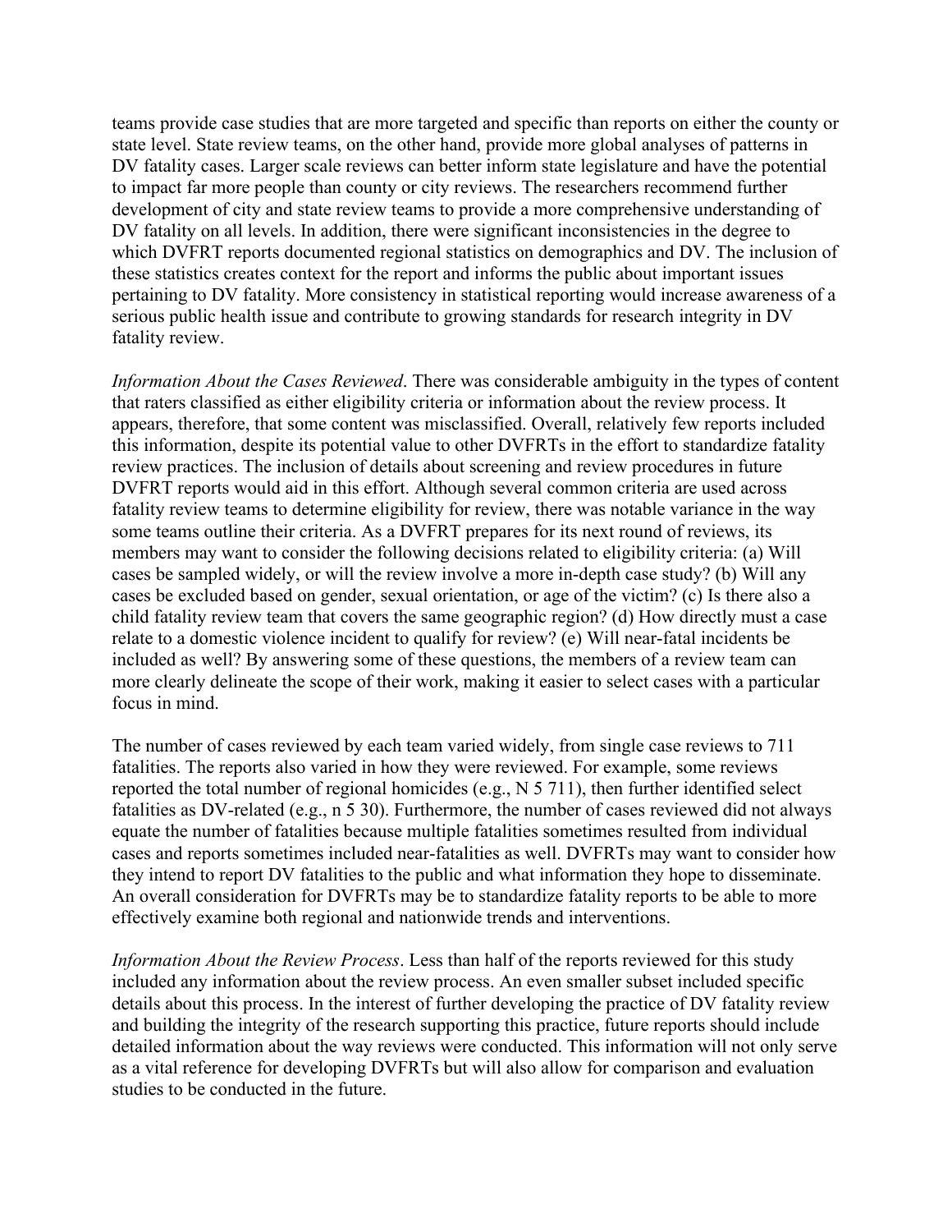teams provide case studies that are more targeted and specific than reports on either the county or state level. State review teams, on the other hand, provide more global analyses of patterns in DV fatality cases. Larger scale reviews can better inform state legislature and have the potential to impact far more people than county or city reviews. The researchers recommend further development of city and state review teams to provide a more comprehensive understanding of DV fatality on all levels. In addition, there were significant inconsistencies in the degree to which DVFRT reports documented regional statistics on demographics and DV. The inclusion of these statistics creates context for the report and informs the public about important issues pertaining to DV fatality. More consistency in statistical reporting would increase awareness of a serious public health issue and contribute to growing standards for research integrity in DV fatality review.

*Information About the Cases Reviewed*. There was considerable ambiguity in the types of content that raters classified as either eligibility criteria or information about the review process. It appears, therefore, that some content was misclassified. Overall, relatively few reports included this information, despite its potential value to other DVFRTs in the effort to standardize fatality review practices. The inclusion of details about screening and review procedures in future DVFRT reports would aid in this effort. Although several common criteria are used across fatality review teams to determine eligibility for review, there was notable variance in the way some teams outline their criteria. As a DVFRT prepares for its next round of reviews, its members may want to consider the following decisions related to eligibility criteria: (a) Will cases be sampled widely, or will the review involve a more in-depth case study? (b) Will any cases be excluded based on gender, sexual orientation, or age of the victim? (c) Is there also a child fatality review team that covers the same geographic region? (d) How directly must a case relate to a domestic violence incident to qualify for review? (e) Will near-fatal incidents be included as well? By answering some of these questions, the members of a review team can more clearly delineate the scope of their work, making it easier to select cases with a particular focus in mind.

The number of cases reviewed by each team varied widely, from single case reviews to 711 fatalities. The reports also varied in how they were reviewed. For example, some reviews reported the total number of regional homicides (e.g., N 5 711), then further identified select fatalities as DV-related (e.g., n 5 30). Furthermore, the number of cases reviewed did not always equate the number of fatalities because multiple fatalities sometimes resulted from individual cases and reports sometimes included near-fatalities as well. DVFRTs may want to consider how they intend to report DV fatalities to the public and what information they hope to disseminate. An overall consideration for DVFRTs may be to standardize fatality reports to be able to more effectively examine both regional and nationwide trends and interventions.

*Information About the Review Process*. Less than half of the reports reviewed for this study included any information about the review process. An even smaller subset included specific details about this process. In the interest of further developing the practice of DV fatality review and building the integrity of the research supporting this practice, future reports should include detailed information about the way reviews were conducted. This information will not only serve as a vital reference for developing DVFRTs but will also allow for comparison and evaluation studies to be conducted in the future.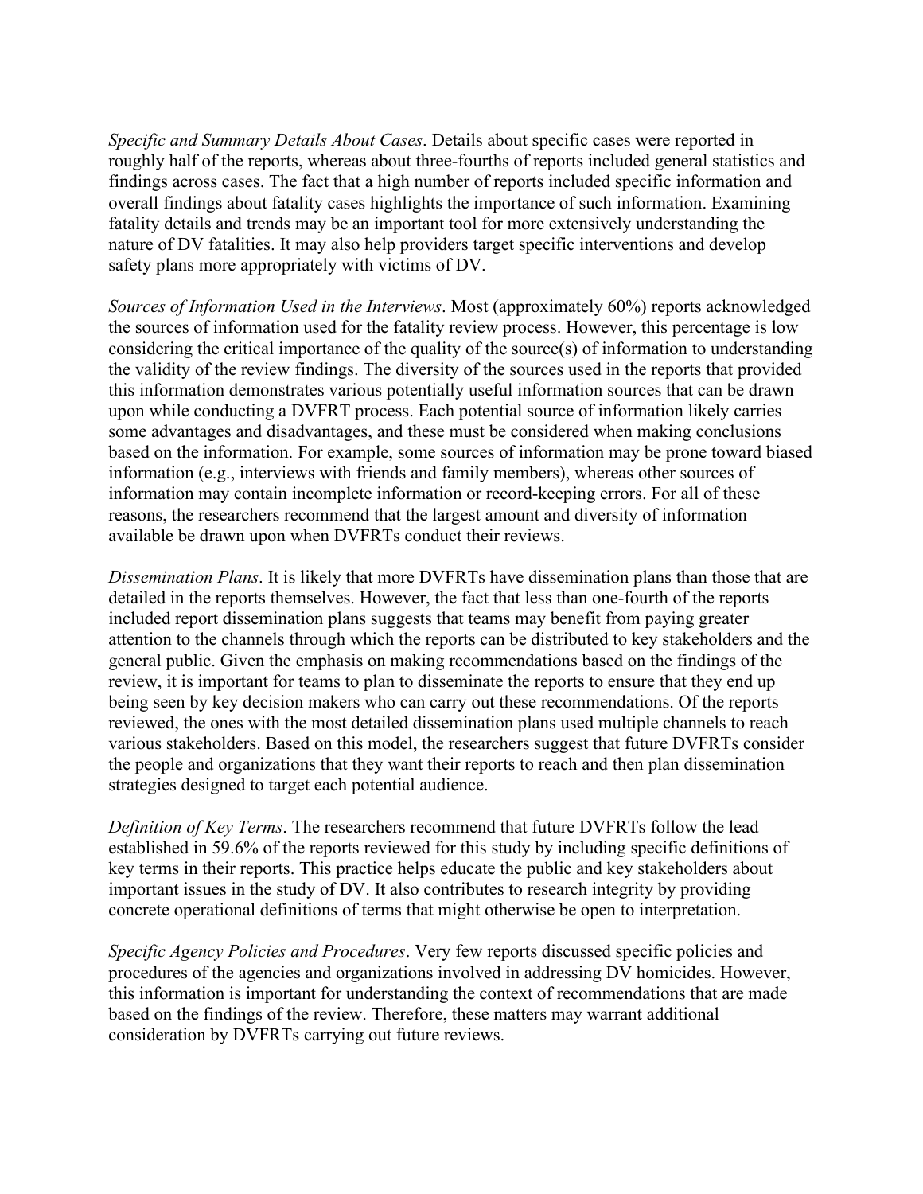*Specific and Summary Details About Cases*. Details about specific cases were reported in roughly half of the reports, whereas about three-fourths of reports included general statistics and findings across cases. The fact that a high number of reports included specific information and overall findings about fatality cases highlights the importance of such information. Examining fatality details and trends may be an important tool for more extensively understanding the nature of DV fatalities. It may also help providers target specific interventions and develop safety plans more appropriately with victims of DV.

*Sources of Information Used in the Interviews*. Most (approximately 60%) reports acknowledged the sources of information used for the fatality review process. However, this percentage is low considering the critical importance of the quality of the source(s) of information to understanding the validity of the review findings. The diversity of the sources used in the reports that provided this information demonstrates various potentially useful information sources that can be drawn upon while conducting a DVFRT process. Each potential source of information likely carries some advantages and disadvantages, and these must be considered when making conclusions based on the information. For example, some sources of information may be prone toward biased information (e.g., interviews with friends and family members), whereas other sources of information may contain incomplete information or record-keeping errors. For all of these reasons, the researchers recommend that the largest amount and diversity of information available be drawn upon when DVFRTs conduct their reviews.

*Dissemination Plans*. It is likely that more DVFRTs have dissemination plans than those that are detailed in the reports themselves. However, the fact that less than one-fourth of the reports included report dissemination plans suggests that teams may benefit from paying greater attention to the channels through which the reports can be distributed to key stakeholders and the general public. Given the emphasis on making recommendations based on the findings of the review, it is important for teams to plan to disseminate the reports to ensure that they end up being seen by key decision makers who can carry out these recommendations. Of the reports reviewed, the ones with the most detailed dissemination plans used multiple channels to reach various stakeholders. Based on this model, the researchers suggest that future DVFRTs consider the people and organizations that they want their reports to reach and then plan dissemination strategies designed to target each potential audience.

*Definition of Key Terms*. The researchers recommend that future DVFRTs follow the lead established in 59.6% of the reports reviewed for this study by including specific definitions of key terms in their reports. This practice helps educate the public and key stakeholders about important issues in the study of DV. It also contributes to research integrity by providing concrete operational definitions of terms that might otherwise be open to interpretation.

*Specific Agency Policies and Procedures*. Very few reports discussed specific policies and procedures of the agencies and organizations involved in addressing DV homicides. However, this information is important for understanding the context of recommendations that are made based on the findings of the review. Therefore, these matters may warrant additional consideration by DVFRTs carrying out future reviews.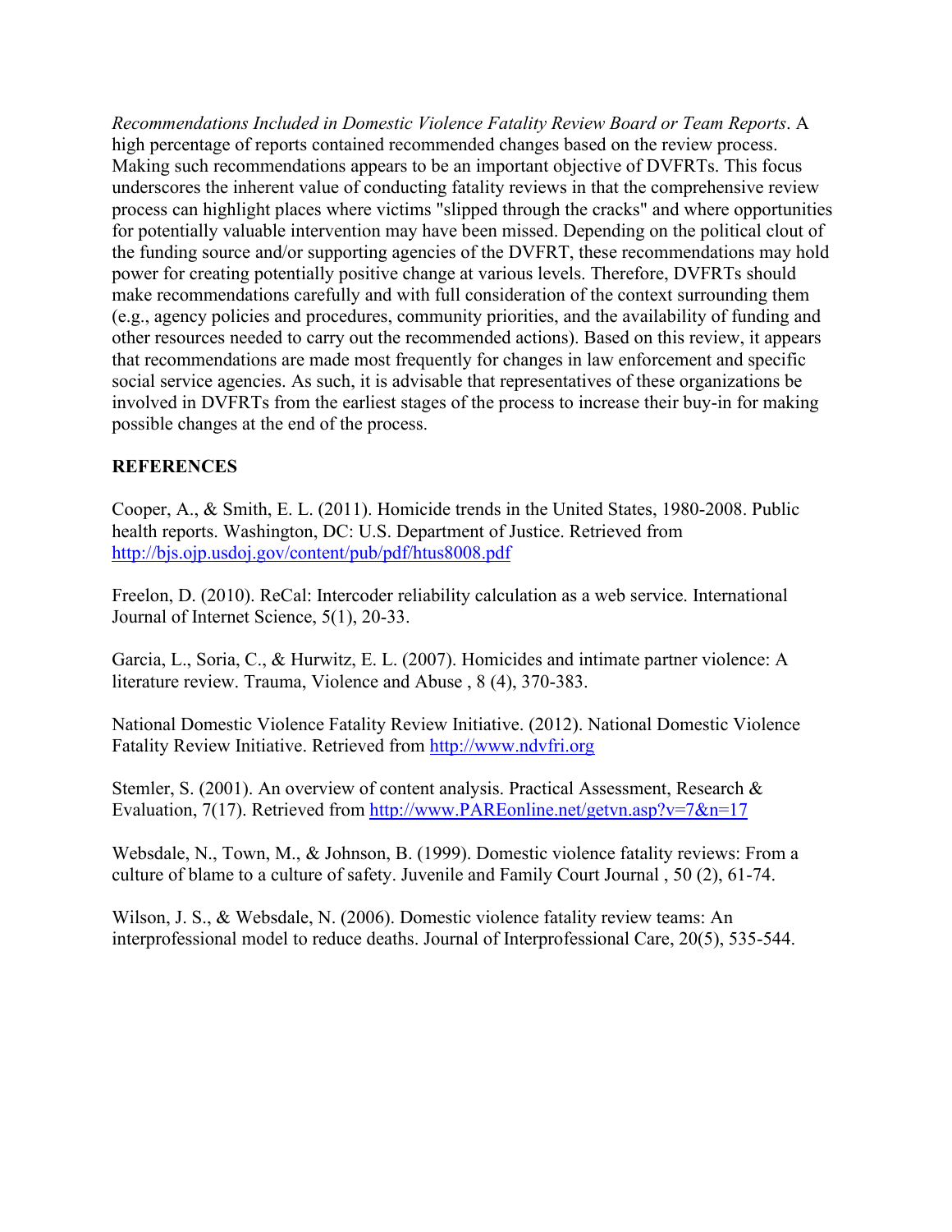*Recommendations Included in Domestic Violence Fatality Review Board or Team Reports*. A high percentage of reports contained recommended changes based on the review process. Making such recommendations appears to be an important objective of DVFRTs. This focus underscores the inherent value of conducting fatality reviews in that the comprehensive review process can highlight places where victims "slipped through the cracks" and where opportunities for potentially valuable intervention may have been missed. Depending on the political clout of the funding source and/or supporting agencies of the DVFRT, these recommendations may hold power for creating potentially positive change at various levels. Therefore, DVFRTs should make recommendations carefully and with full consideration of the context surrounding them (e.g., agency policies and procedures, community priorities, and the availability of funding and other resources needed to carry out the recommended actions). Based on this review, it appears that recommendations are made most frequently for changes in law enforcement and specific social service agencies. As such, it is advisable that representatives of these organizations be involved in DVFRTs from the earliest stages of the process to increase their buy-in for making possible changes at the end of the process.

## REFERENCES

Cooper, A., & Smith, E. L. (2011). Homicide trends in the United States, 1980-2008. Public health reports. Washington, DC: U.S. Department of Justice. Retrieved from http://bjs.ojp.usdoj.gov/content/pub/pdf/htus8008.pdf

Freelon, D. (2010). ReCal: Intercoder reliability calculation as a web service. International Journal of Internet Science, 5(1), 20-33.

Garcia, L., Soria, C., & Hurwitz, E. L. (2007). Homicides and intimate partner violence: A literature review. Trauma, Violence and Abuse , 8 (4), 370-383.

National Domestic Violence Fatality Review Initiative. (2012). National Domestic Violence Fatality Review Initiative. Retrieved from http://www.ndvfri.org

Stemler, S. (2001). An overview of content analysis. Practical Assessment, Research & Evaluation, 7(17). Retrieved from http://www.PAREonline.net/getvn.asp?v=7&n=17

Websdale, N., Town, M., & Johnson, B. (1999). Domestic violence fatality reviews: From a culture of blame to a culture of safety. Juvenile and Family Court Journal , 50 (2), 61-74.

Wilson, J. S., & Websdale, N. (2006). Domestic violence fatality review teams: An interprofessional model to reduce deaths. Journal of Interprofessional Care, 20(5), 535-544.